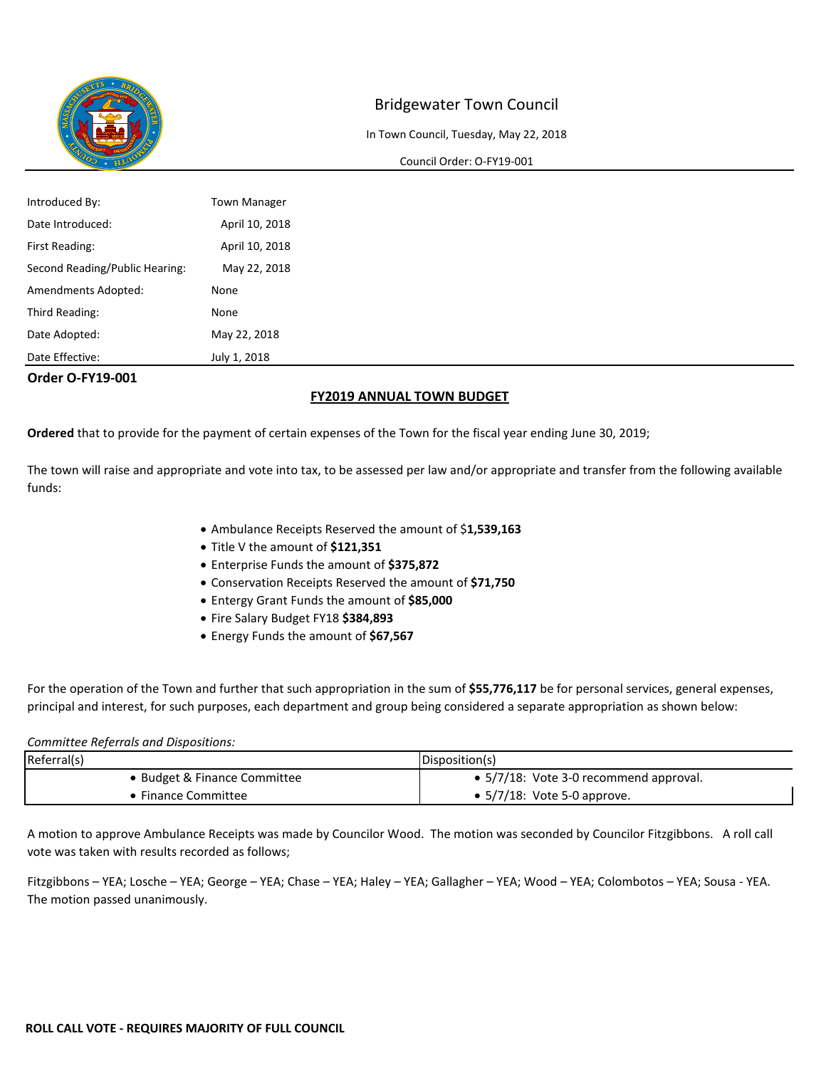# Bridgewater Town Council

In Town Council, Tuesday, May 22, 2018

Council Order: O-FY19-001

| | |
|---|---|
| Introduced By: | Town Manager |
| Date Introduced: | April 10, 2018 |
| First Reading: | April 10, 2018 |
| Second Reading/Public Hearing: | May 22, 2018 |
| Amendments Adopted: | None |
| Third Reading: | None |
| Date Adopted: | May 22, 2018 |
| Date Effective: | July 1, 2018 |

**Order O-FY19-001**

## FY2019 ANNUAL TOWN BUDGET

**Ordered** that to provide for the payment of certain expenses of the Town for the fiscal year ending June 30, 2019;

The town will raise and appropriate and vote into tax, to be assessed per law and/or appropriate and transfer from the following available funds:

- Ambulance Receipts Reserved the amount of $**1,539,163**
- Title V the amount of **$121,351**
- Enterprise Funds the amount of **$375,872**
- Conservation Receipts Reserved the amount of **$71,750**
- Entergy Grant Funds the amount of **$85,000**
- Fire Salary Budget FY18 **$384,893**
- Energy Funds the amount of **$67,567**

For the operation of the Town and further that such appropriation in the sum of **$55,776,117** be for personal services, general expenses, principal and interest, for such purposes, each department and group being considered a separate appropriation as shown below:

*Committee Referrals and Dispositions:*

| Referral(s) | Disposition(s) |
|---|---|
| • Budget & Finance Committee | • 5/7/18: Vote 3-0 recommend approval. |
| • Finance Committee | • 5/7/18: Vote 5-0 approve. |

A motion to approve Ambulance Receipts was made by Councilor Wood. The motion was seconded by Councilor Fitzgibbons. A roll call vote was taken with results recorded as follows;

Fitzgibbons – YEA; Losche – YEA; George – YEA; Chase – YEA; Haley – YEA; Gallagher – YEA; Wood – YEA; Colombotos – YEA; Sousa - YEA. The motion passed unanimously.

**ROLL CALL VOTE - REQUIRES MAJORITY OF FULL COUNCIL**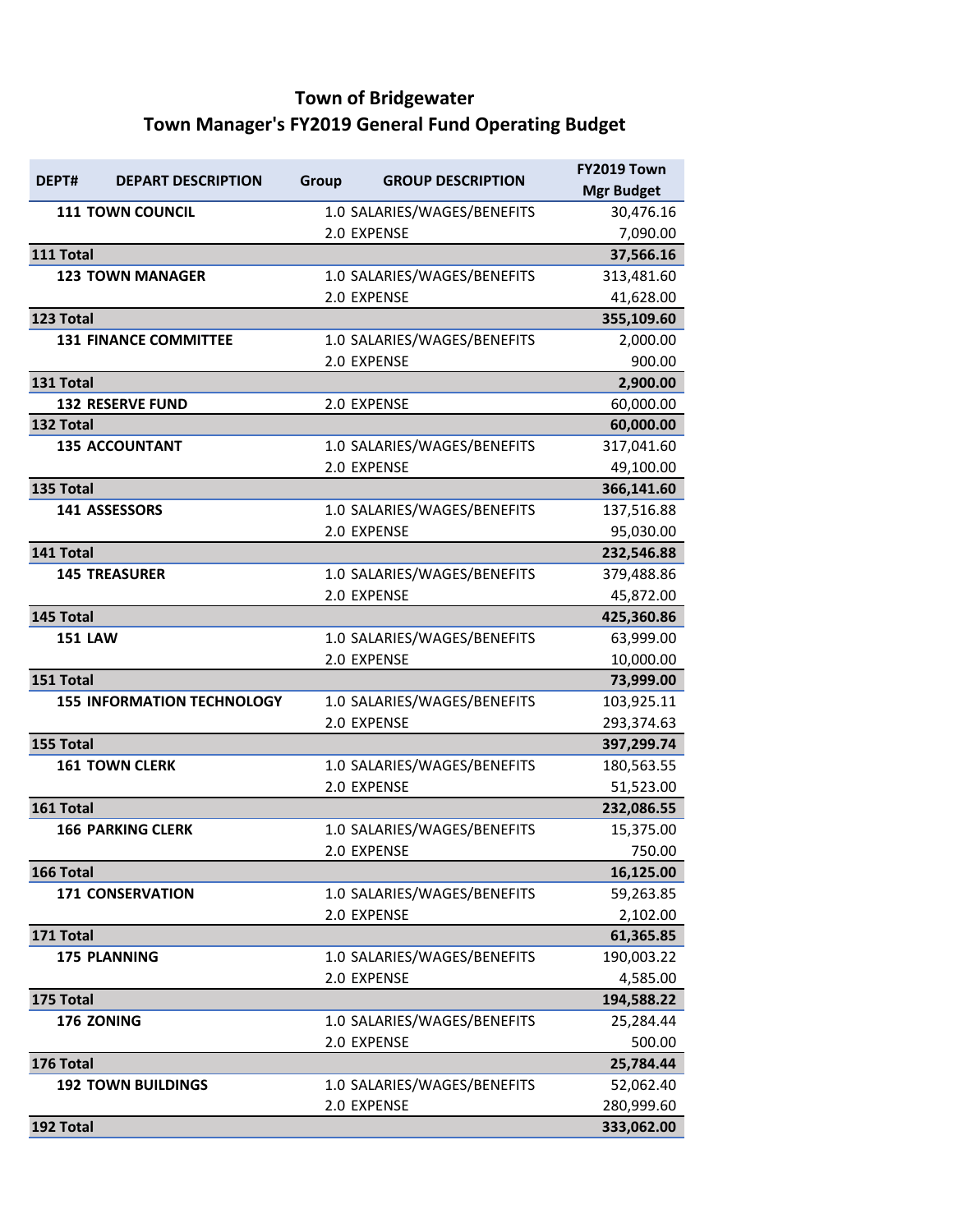# Town of Bridgewater
## Town Manager's FY2019 General Fund Operating Budget

| DEPT# | DEPART DESCRIPTION | Group | GROUP DESCRIPTION | FY2019 Town Mgr Budget |
|---|---|---|---|---|
| 111 | TOWN COUNCIL | 1.0 | SALARIES/WAGES/BENEFITS | 30,476.16 |
| | | 2.0 | EXPENSE | 7,090.00 |
| **111 Total** | | | | **37,566.16** |
| 123 | TOWN MANAGER | 1.0 | SALARIES/WAGES/BENEFITS | 313,481.60 |
| | | 2.0 | EXPENSE | 41,628.00 |
| **123 Total** | | | | **355,109.60** |
| 131 | FINANCE COMMITTEE | 1.0 | SALARIES/WAGES/BENEFITS | 2,000.00 |
| | | 2.0 | EXPENSE | 900.00 |
| **131 Total** | | | | **2,900.00** |
| 132 | RESERVE FUND | 2.0 | EXPENSE | 60,000.00 |
| **132 Total** | | | | **60,000.00** |
| 135 | ACCOUNTANT | 1.0 | SALARIES/WAGES/BENEFITS | 317,041.60 |
| | | 2.0 | EXPENSE | 49,100.00 |
| **135 Total** | | | | **366,141.60** |
| 141 | ASSESSORS | 1.0 | SALARIES/WAGES/BENEFITS | 137,516.88 |
| | | 2.0 | EXPENSE | 95,030.00 |
| **141 Total** | | | | **232,546.88** |
| 145 | TREASURER | 1.0 | SALARIES/WAGES/BENEFITS | 379,488.86 |
| | | 2.0 | EXPENSE | 45,872.00 |
| **145 Total** | | | | **425,360.86** |
| 151 | LAW | 1.0 | SALARIES/WAGES/BENEFITS | 63,999.00 |
| | | 2.0 | EXPENSE | 10,000.00 |
| **151 Total** | | | | **73,999.00** |
| 155 | INFORMATION TECHNOLOGY | 1.0 | SALARIES/WAGES/BENEFITS | 103,925.11 |
| | | 2.0 | EXPENSE | 293,374.63 |
| **155 Total** | | | | **397,299.74** |
| 161 | TOWN CLERK | 1.0 | SALARIES/WAGES/BENEFITS | 180,563.55 |
| | | 2.0 | EXPENSE | 51,523.00 |
| **161 Total** | | | | **232,086.55** |
| 166 | PARKING CLERK | 1.0 | SALARIES/WAGES/BENEFITS | 15,375.00 |
| | | 2.0 | EXPENSE | 750.00 |
| **166 Total** | | | | **16,125.00** |
| 171 | CONSERVATION | 1.0 | SALARIES/WAGES/BENEFITS | 59,263.85 |
| | | 2.0 | EXPENSE | 2,102.00 |
| **171 Total** | | | | **61,365.85** |
| 175 | PLANNING | 1.0 | SALARIES/WAGES/BENEFITS | 190,003.22 |
| | | 2.0 | EXPENSE | 4,585.00 |
| **175 Total** | | | | **194,588.22** |
| 176 | ZONING | 1.0 | SALARIES/WAGES/BENEFITS | 25,284.44 |
| | | 2.0 | EXPENSE | 500.00 |
| **176 Total** | | | | **25,784.44** |
| 192 | TOWN BUILDINGS | 1.0 | SALARIES/WAGES/BENEFITS | 52,062.40 |
| | | 2.0 | EXPENSE | 280,999.60 |
| **192 Total** | | | | **333,062.00** |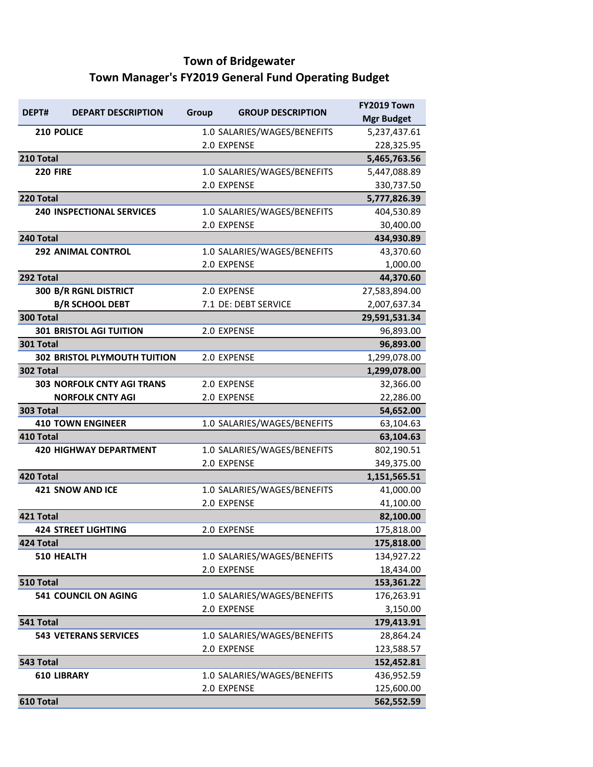# Town of Bridgewater

## Town Manager's FY2019 General Fund Operating Budget

| DEPT# | DEPART DESCRIPTION | Group | GROUP DESCRIPTION | FY2019 Town Mgr Budget |
|---|---|---|---|---|
| 210 | POLICE | 1.0 | SALARIES/WAGES/BENEFITS | 5,237,437.61 |
| | | 2.0 | EXPENSE | 228,325.95 |
| **210 Total** | | | | **5,465,763.56** |
| 220 | FIRE | 1.0 | SALARIES/WAGES/BENEFITS | 5,447,088.89 |
| | | 2.0 | EXPENSE | 330,737.50 |
| **220 Total** | | | | **5,777,826.39** |
| 240 | INSPECTIONAL SERVICES | 1.0 | SALARIES/WAGES/BENEFITS | 404,530.89 |
| | | 2.0 | EXPENSE | 30,400.00 |
| **240 Total** | | | | **434,930.89** |
| 292 | ANIMAL CONTROL | 1.0 | SALARIES/WAGES/BENEFITS | 43,370.60 |
| | | 2.0 | EXPENSE | 1,000.00 |
| **292 Total** | | | | **44,370.60** |
| 300 | B/R RGNL DISTRICT | 2.0 | EXPENSE | 27,583,894.00 |
| | B/R SCHOOL DEBT | 7.1 | DE: DEBT SERVICE | 2,007,637.34 |
| **300 Total** | | | | **29,591,531.34** |
| 301 | BRISTOL AGI TUITION | 2.0 | EXPENSE | 96,893.00 |
| **301 Total** | | | | **96,893.00** |
| 302 | BRISTOL PLYMOUTH TUITION | 2.0 | EXPENSE | 1,299,078.00 |
| **302 Total** | | | | **1,299,078.00** |
| 303 | NORFOLK CNTY AGI TRANS | 2.0 | EXPENSE | 32,366.00 |
| | NORFOLK CNTY AGI | 2.0 | EXPENSE | 22,286.00 |
| **303 Total** | | | | **54,652.00** |
| 410 | TOWN ENGINEER | 1.0 | SALARIES/WAGES/BENEFITS | 63,104.63 |
| **410 Total** | | | | **63,104.63** |
| 420 | HIGHWAY DEPARTMENT | 1.0 | SALARIES/WAGES/BENEFITS | 802,190.51 |
| | | 2.0 | EXPENSE | 349,375.00 |
| **420 Total** | | | | **1,151,565.51** |
| 421 | SNOW AND ICE | 1.0 | SALARIES/WAGES/BENEFITS | 41,000.00 |
| | | 2.0 | EXPENSE | 41,100.00 |
| **421 Total** | | | | **82,100.00** |
| 424 | STREET LIGHTING | 2.0 | EXPENSE | 175,818.00 |
| **424 Total** | | | | **175,818.00** |
| 510 | HEALTH | 1.0 | SALARIES/WAGES/BENEFITS | 134,927.22 |
| | | 2.0 | EXPENSE | 18,434.00 |
| **510 Total** | | | | **153,361.22** |
| 541 | COUNCIL ON AGING | 1.0 | SALARIES/WAGES/BENEFITS | 176,263.91 |
| | | 2.0 | EXPENSE | 3,150.00 |
| **541 Total** | | | | **179,413.91** |
| 543 | VETERANS SERVICES | 1.0 | SALARIES/WAGES/BENEFITS | 28,864.24 |
| | | 2.0 | EXPENSE | 123,588.57 |
| **543 Total** | | | | **152,452.81** |
| 610 | LIBRARY | 1.0 | SALARIES/WAGES/BENEFITS | 436,952.59 |
| | | 2.0 | EXPENSE | 125,600.00 |
| **610 Total** | | | | **562,552.59** |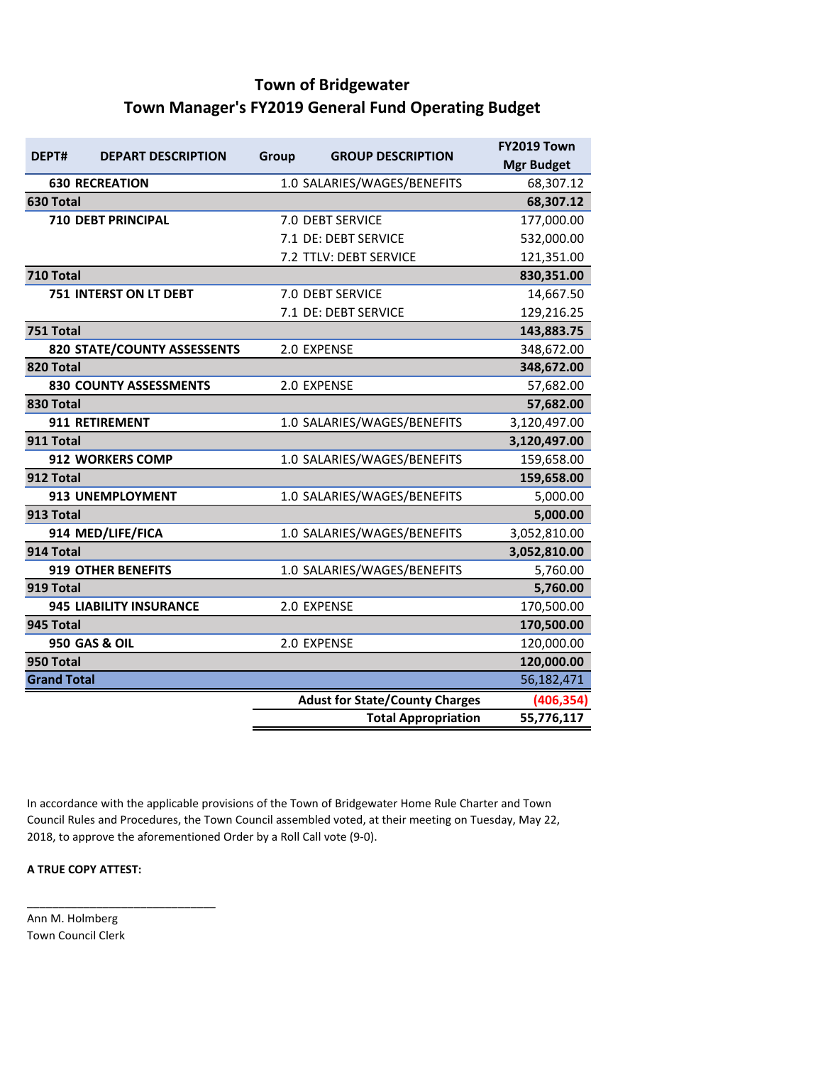# Town of Bridgewater

## Town Manager's FY2019 General Fund Operating Budget

| DEPT# | DEPART DESCRIPTION | Group | GROUP DESCRIPTION | FY2019 Town Mgr Budget |
|---|---|---|---|---|
| 630 | RECREATION | 1.0 | SALARIES/WAGES/BENEFITS | 68,307.12 |
| **630 Total** | | | | **68,307.12** |
| 710 | DEBT PRINCIPAL | 7.0 | DEBT SERVICE | 177,000.00 |
| | | 7.1 | DE: DEBT SERVICE | 532,000.00 |
| | | 7.2 | TTLV: DEBT SERVICE | 121,351.00 |
| **710 Total** | | | | **830,351.00** |
| 751 | INTERST ON LT DEBT | 7.0 | DEBT SERVICE | 14,667.50 |
| | | 7.1 | DE: DEBT SERVICE | 129,216.25 |
| **751 Total** | | | | **143,883.75** |
| 820 | STATE/COUNTY ASSESENTS | 2.0 | EXPENSE | 348,672.00 |
| **820 Total** | | | | **348,672.00** |
| 830 | COUNTY ASSESSMENTS | 2.0 | EXPENSE | 57,682.00 |
| **830 Total** | | | | **57,682.00** |
| 911 | RETIREMENT | 1.0 | SALARIES/WAGES/BENEFITS | 3,120,497.00 |
| **911 Total** | | | | **3,120,497.00** |
| 912 | WORKERS COMP | 1.0 | SALARIES/WAGES/BENEFITS | 159,658.00 |
| **912 Total** | | | | **159,658.00** |
| 913 | UNEMPLOYMENT | 1.0 | SALARIES/WAGES/BENEFITS | 5,000.00 |
| **913 Total** | | | | **5,000.00** |
| 914 | MED/LIFE/FICA | 1.0 | SALARIES/WAGES/BENEFITS | 3,052,810.00 |
| **914 Total** | | | | **3,052,810.00** |
| 919 | OTHER BENEFITS | 1.0 | SALARIES/WAGES/BENEFITS | 5,760.00 |
| **919 Total** | | | | **5,760.00** |
| 945 | LIABILITY INSURANCE | 2.0 | EXPENSE | 170,500.00 |
| **945 Total** | | | | **170,500.00** |
| 950 | GAS & OIL | 2.0 | EXPENSE | 120,000.00 |
| **950 Total** | | | | **120,000.00** |
| **Grand Total** | | | | 56,182,471 |
| | | | **Adust for State/County Charges** | **(406,354)** |
| | | | **Total Appropriation** | **55,776,117** |

In accordance with the applicable provisions of the Town of Bridgewater Home Rule Charter and Town Council Rules and Procedures, the Town Council assembled voted, at their meeting on Tuesday, May 22, 2018, to approve the aforementioned Order by a Roll Call vote (9-0).

**A TRUE COPY ATTEST:**

______________________________

Ann M. Holmberg
Town Council Clerk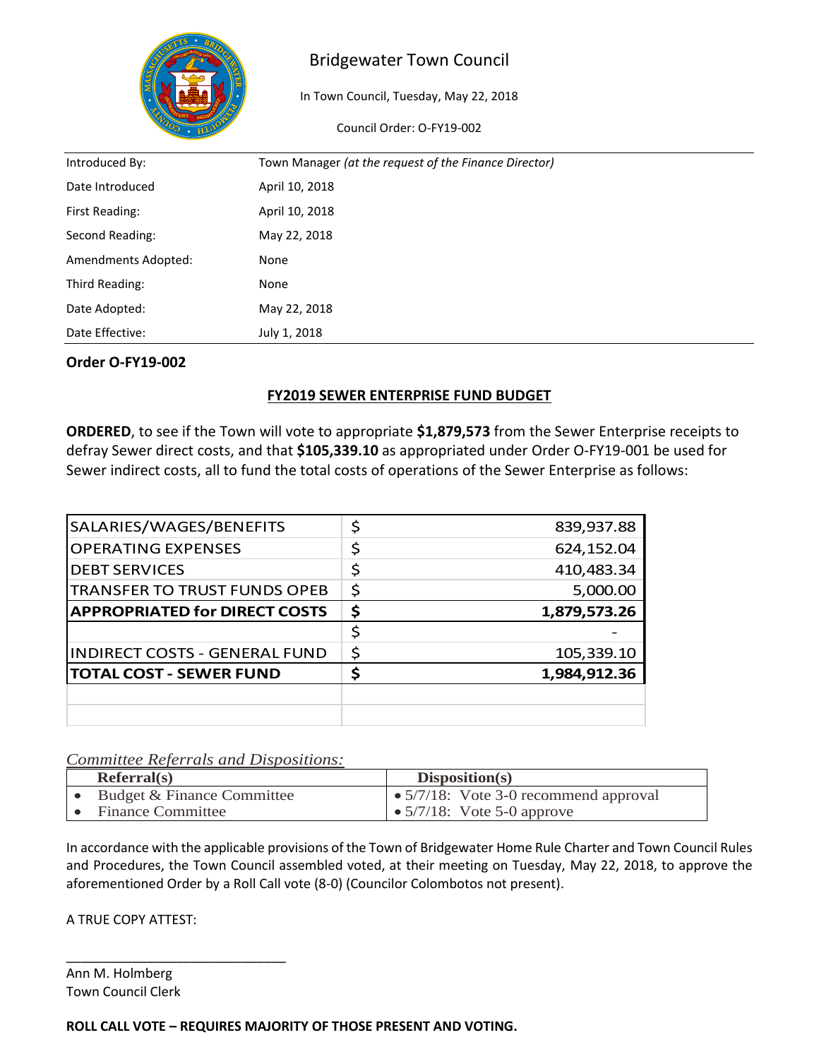# Bridgewater Town Council

In Town Council, Tuesday, May 22, 2018

Council Order: O-FY19-002

| | |
|---|---|
| Introduced By: | Town Manager *(at the request of the Finance Director)* |
| Date Introduced | April 10, 2018 |
| First Reading: | April 10, 2018 |
| Second Reading: | May 22, 2018 |
| Amendments Adopted: | None |
| Third Reading: | None |
| Date Adopted: | May 22, 2018 |
| Date Effective: | July 1, 2018 |

**Order O-FY19-002**

## FY2019 SEWER ENTERPRISE FUND BUDGET

**ORDERED**, to see if the Town will vote to appropriate **$1,879,573** from the Sewer Enterprise receipts to defray Sewer direct costs, and that **$105,339.10** as appropriated under Order O-FY19-001 be used for Sewer indirect costs, all to fund the total costs of operations of the Sewer Enterprise as follows:

| | | |
|---|---|---|
| SALARIES/WAGES/BENEFITS | $ | 839,937.88 |
| OPERATING EXPENSES | $ | 624,152.04 |
| DEBT SERVICES | $ | 410,483.34 |
| TRANSFER TO TRUST FUNDS OPEB | $ | 5,000.00 |
| **APPROPRIATED for DIRECT COSTS** | **$** | **1,879,573.26** |
| | $ | - |
| INDIRECT COSTS - GENERAL FUND | $ | 105,339.10 |
| **TOTAL COST - SEWER FUND** | **$** | **1,984,912.36** |

*Committee Referrals and Dispositions:*

| Referral(s) | Disposition(s) |
|---|---|
| • Budget & Finance Committee | • 5/7/18: Vote 3-0 recommend approval |
| • Finance Committee | • 5/7/18: Vote 5-0 approve |

In accordance with the applicable provisions of the Town of Bridgewater Home Rule Charter and Town Council Rules and Procedures, the Town Council assembled voted, at their meeting on Tuesday, May 22, 2018, to approve the aforementioned Order by a Roll Call vote (8-0) (Councilor Colombotos not present).

A TRUE COPY ATTEST:

\_\_\_\_\_\_\_\_\_\_\_\_\_\_\_\_\_\_\_\_\_\_\_\_\_\_\_\_\_\_

Ann M. Holmberg
Town Council Clerk

**ROLL CALL VOTE – REQUIRES MAJORITY OF THOSE PRESENT AND VOTING.**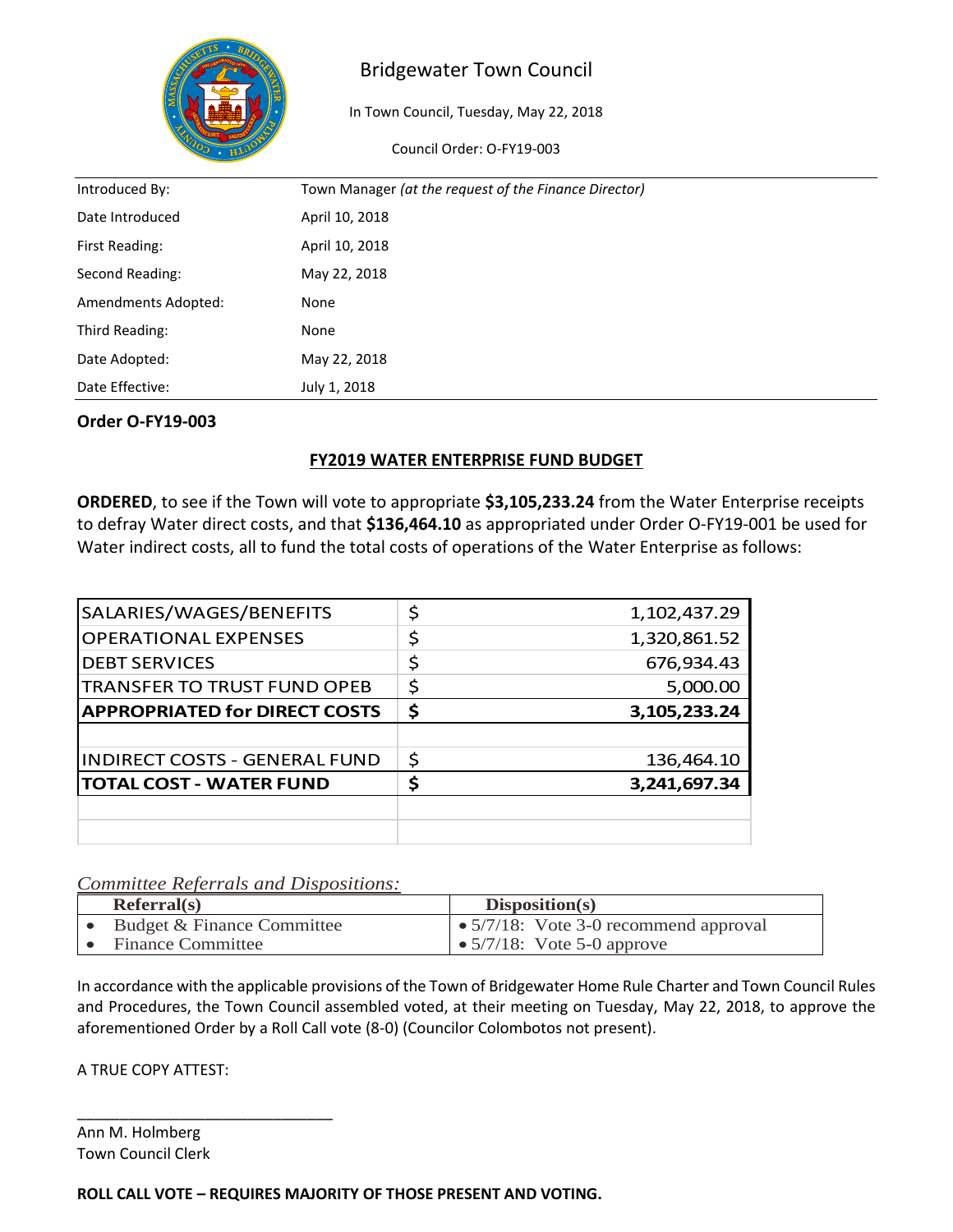# Bridgewater Town Council

In Town Council, Tuesday, May 22, 2018

Council Order: O-FY19-003

| | |
|---|---|
| Introduced By: | Town Manager *(at the request of the Finance Director)* |
| Date Introduced | April 10, 2018 |
| First Reading: | April 10, 2018 |
| Second Reading: | May 22, 2018 |
| Amendments Adopted: | None |
| Third Reading: | None |
| Date Adopted: | May 22, 2018 |
| Date Effective: | July 1, 2018 |

**Order O-FY19-003**

## FY2019 WATER ENTERPRISE FUND BUDGET

**ORDERED**, to see if the Town will vote to appropriate **$3,105,233.24** from the Water Enterprise receipts to defray Water direct costs, and that **$136,464.10** as appropriated under Order O-FY19-001 be used for Water indirect costs, all to fund the total costs of operations of the Water Enterprise as follows:

| | | |
|---|---|---|
| SALARIES/WAGES/BENEFITS | $ | 1,102,437.29 |
| OPERATIONAL EXPENSES | $ | 1,320,861.52 |
| DEBT SERVICES | $ | 676,934.43 |
| TRANSFER TO TRUST FUND OPEB | $ | 5,000.00 |
| **APPROPRIATED for DIRECT COSTS** | **$** | **3,105,233.24** |
| | | |
| INDIRECT COSTS - GENERAL FUND | $ | 136,464.10 |
| **TOTAL COST - WATER FUND** | **$** | **3,241,697.34** |

*Committee Referrals and Dispositions:*

| Referral(s) | Disposition(s) |
|---|---|
| • Budget & Finance Committee | • 5/7/18: Vote 3-0 recommend approval |
| • Finance Committee | • 5/7/18: Vote 5-0 approve |

In accordance with the applicable provisions of the Town of Bridgewater Home Rule Charter and Town Council Rules and Procedures, the Town Council assembled voted, at their meeting on Tuesday, May 22, 2018, to approve the aforementioned Order by a Roll Call vote (8-0) (Councilor Colombotos not present).

A TRUE COPY ATTEST:

\_\_\_\_\_\_\_\_\_\_\_\_\_\_\_\_\_\_\_\_\_\_\_\_\_\_\_\_\_\_

Ann M. Holmberg
Town Council Clerk

**ROLL CALL VOTE – REQUIRES MAJORITY OF THOSE PRESENT AND VOTING.**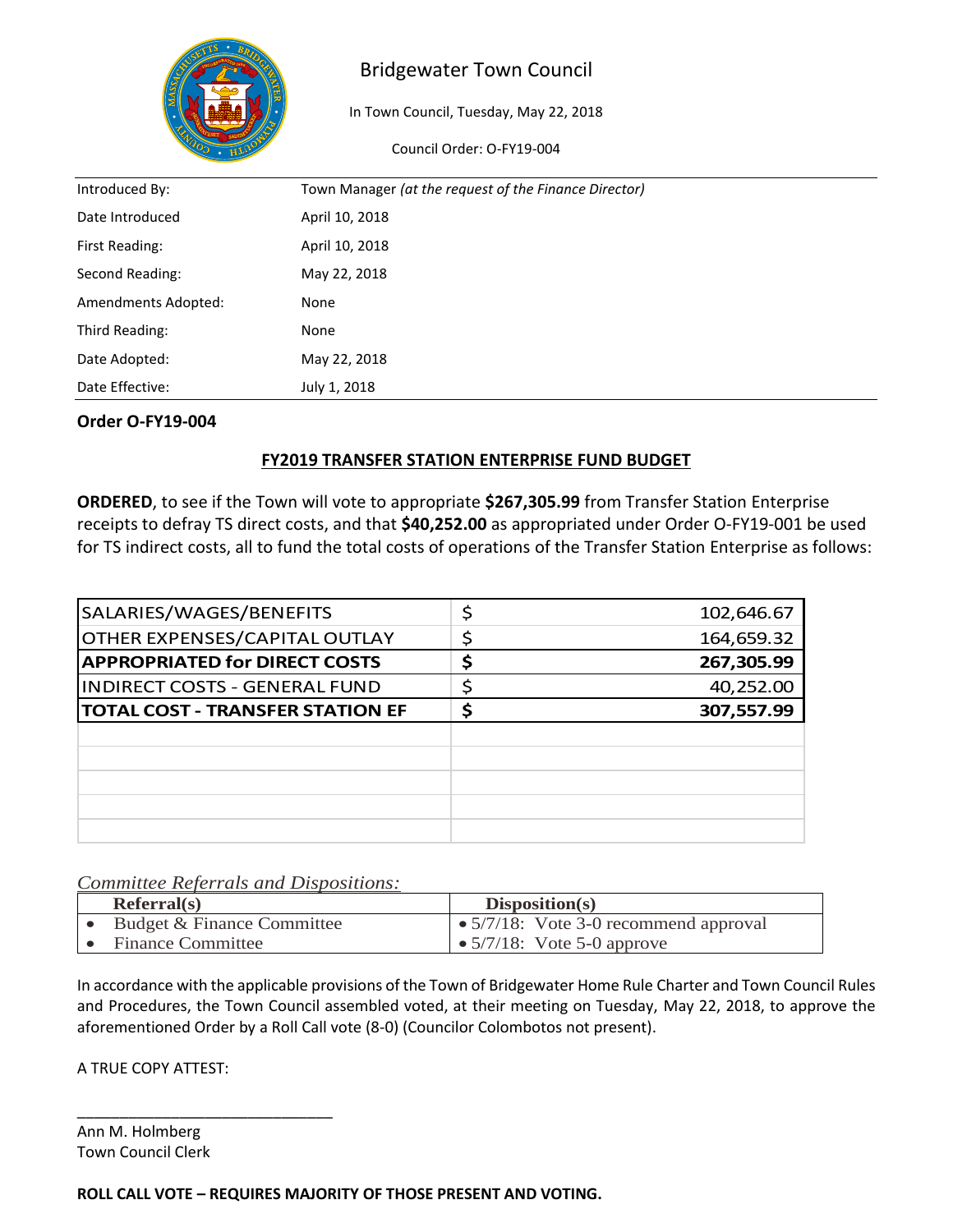# Bridgewater Town Council

In Town Council, Tuesday, May 22, 2018

Council Order: O-FY19-004

| | |
|---|---|
| Introduced By: | Town Manager *(at the request of the Finance Director)* |
| Date Introduced | April 10, 2018 |
| First Reading: | April 10, 2018 |
| Second Reading: | May 22, 2018 |
| Amendments Adopted: | None |
| Third Reading: | None |
| Date Adopted: | May 22, 2018 |
| Date Effective: | July 1, 2018 |

**Order O-FY19-004**

## FY2019 TRANSFER STATION ENTERPRISE FUND BUDGET

**ORDERED**, to see if the Town will vote to appropriate **$267,305.99** from Transfer Station Enterprise receipts to defray TS direct costs, and that **$40,252.00** as appropriated under Order O-FY19-001 be used for TS indirect costs, all to fund the total costs of operations of the Transfer Station Enterprise as follows:

| | | |
|---|---|---|
| SALARIES/WAGES/BENEFITS | $ | 102,646.67 |
| OTHER EXPENSES/CAPITAL OUTLAY | $ | 164,659.32 |
| **APPROPRIATED for DIRECT COSTS** | **$** | **267,305.99** |
| INDIRECT COSTS - GENERAL FUND | $ | 40,252.00 |
| **TOTAL COST - TRANSFER STATION EF** | **$** | **307,557.99** |

*Committee Referrals and Dispositions:*

| Referral(s) | Disposition(s) |
|---|---|
| • Budget & Finance Committee | • 5/7/18: Vote 3-0 recommend approval |
| • Finance Committee | • 5/7/18: Vote 5-0 approve |

In accordance with the applicable provisions of the Town of Bridgewater Home Rule Charter and Town Council Rules and Procedures, the Town Council assembled voted, at their meeting on Tuesday, May 22, 2018, to approve the aforementioned Order by a Roll Call vote (8-0) (Councilor Colombotos not present).

A TRUE COPY ATTEST:

\_\_\_\_\_\_\_\_\_\_\_\_\_\_\_\_\_\_\_\_\_\_\_\_\_\_\_\_\_\_

Ann M. Holmberg
Town Council Clerk

**ROLL CALL VOTE – REQUIRES MAJORITY OF THOSE PRESENT AND VOTING.**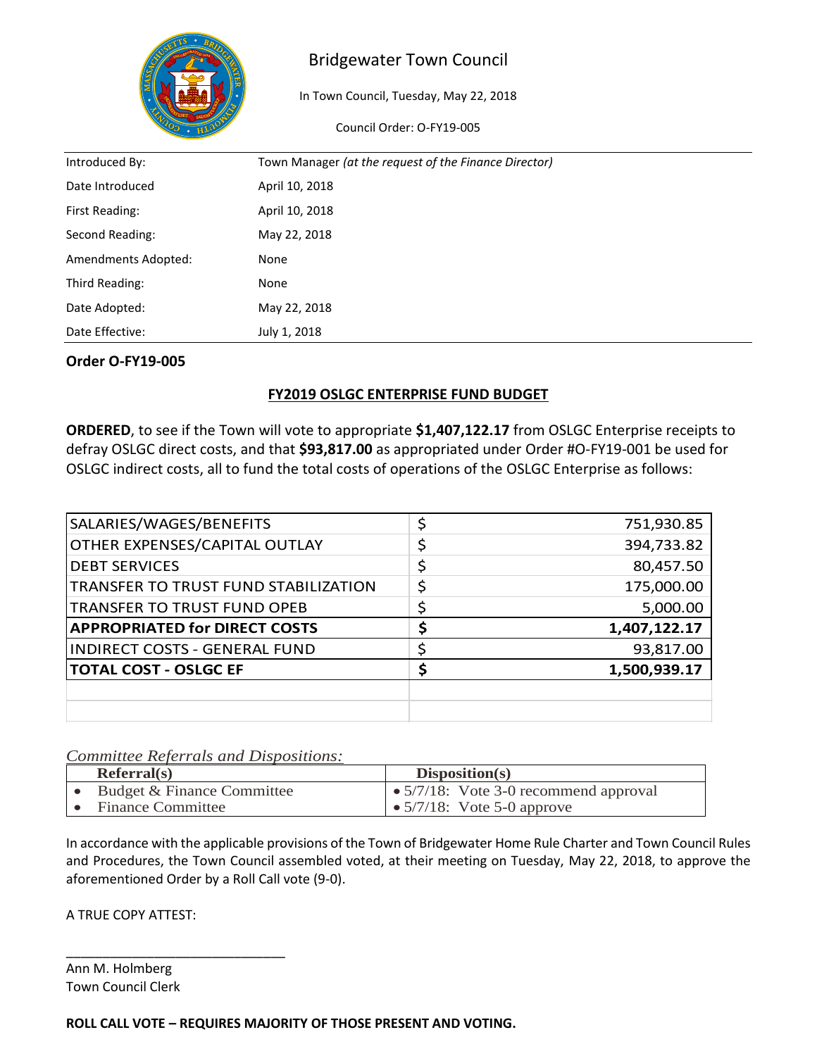# Bridgewater Town Council

In Town Council, Tuesday, May 22, 2018

Council Order: O-FY19-005

| | |
|---|---|
| Introduced By: | Town Manager *(at the request of the Finance Director)* |
| Date Introduced | April 10, 2018 |
| First Reading: | April 10, 2018 |
| Second Reading: | May 22, 2018 |
| Amendments Adopted: | None |
| Third Reading: | None |
| Date Adopted: | May 22, 2018 |
| Date Effective: | July 1, 2018 |

**Order O-FY19-005**

## FY2019 OSLGC ENTERPRISE FUND BUDGET

**ORDERED**, to see if the Town will vote to appropriate **$1,407,122.17** from OSLGC Enterprise receipts to defray OSLGC direct costs, and that **$93,817.00** as appropriated under Order #O-FY19-001 be used for OSLGC indirect costs, all to fund the total costs of operations of the OSLGC Enterprise as follows:

| | | |
|---|---|---|
| SALARIES/WAGES/BENEFITS | $ | 751,930.85 |
| OTHER EXPENSES/CAPITAL OUTLAY | $ | 394,733.82 |
| DEBT SERVICES | $ | 80,457.50 |
| TRANSFER TO TRUST FUND STABILIZATION | $ | 175,000.00 |
| TRANSFER TO TRUST FUND OPEB | $ | 5,000.00 |
| **APPROPRIATED for DIRECT COSTS** | **$** | **1,407,122.17** |
| INDIRECT COSTS - GENERAL FUND | $ | 93,817.00 |
| **TOTAL COST - OSLGC EF** | **$** | **1,500,939.17** |

*Committee Referrals and Dispositions:*

| Referral(s) | Disposition(s) |
|---|---|
| • Budget & Finance Committee | • 5/7/18: Vote 3-0 recommend approval |
| • Finance Committee | • 5/7/18: Vote 5-0 approve |

In accordance with the applicable provisions of the Town of Bridgewater Home Rule Charter and Town Council Rules and Procedures, the Town Council assembled voted, at their meeting on Tuesday, May 22, 2018, to approve the aforementioned Order by a Roll Call vote (9-0).

A TRUE COPY ATTEST:

______________________________

Ann M. Holmberg
Town Council Clerk

**ROLL CALL VOTE – REQUIRES MAJORITY OF THOSE PRESENT AND VOTING.**